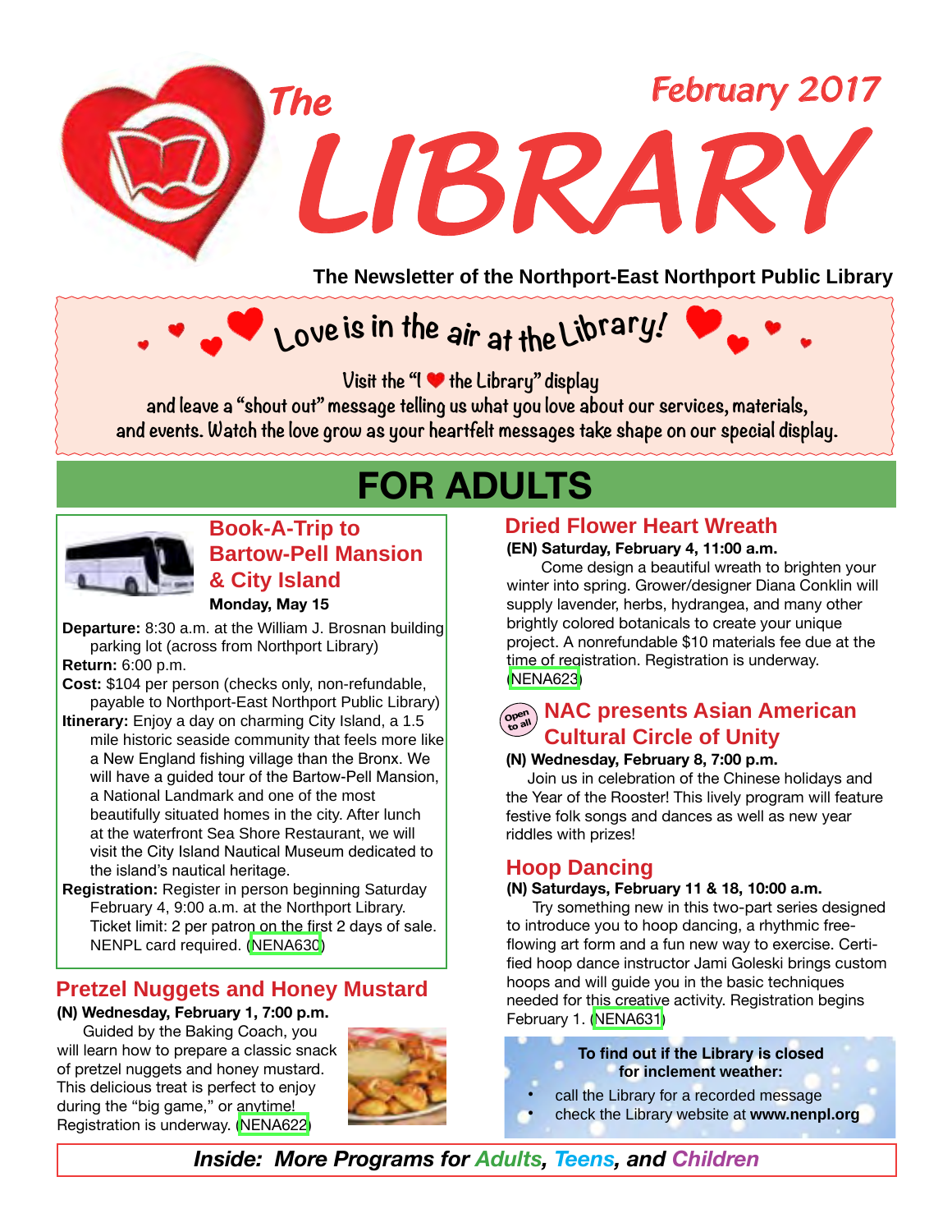# The LIBRARY

February 2017

**The Newsletter of the Northport-East Northport Public Library**

## Love is in the air at the Library!

Visit the "I ❤ the Library" display and leave a "shout out" message telling us what you love about our services, materials, and events. Watch the love grow as your heartfelt messages take shape on our special display.

# FOR ADULTS

### Book-A-Trip to Bartow-Pell Mansion & City Island

**Monday, May 15**

**Departure:** 8:30 a.m. at the William J. Brosnan building parking lot (across from Northport Library)

**Return:** 6:00 p.m.

**Cost:** $104 per person (checks only, non-refundable, payable to Northport-East Northport Public Library)

**Itinerary:** Enjoy a day on charming City Island, a 1.5 mile historic seaside community that feels more like a New England fishing village than the Bronx. We will have a guided tour of the Bartow-Pell Mansion, a National Landmark and one of the most beautifully situated homes in the city. After lunch at the waterfront Sea Shore Restaurant, we will visit the City Island Nautical Museum dedicated to the island's nautical heritage.

**Registration:** Register in person beginning Saturday February 4, 9:00 a.m. at the Northport Library. Ticket limit: 2 per patron on the first 2 days of sale. NENPL card required. (NENA630)

### Pretzel Nuggets and Honey Mustard

**(N) Wednesday, February 1, 7:00 p.m.**

Guided by the Baking Coach, you will learn how to prepare a classic snack of pretzel nuggets and honey mustard. This delicious treat is perfect to enjoy during the "big game," or anytime! Registration is underway. (NENA622)

### Dried Flower Heart Wreath

**(EN) Saturday, February 4, 11:00 a.m.**

Come design a beautiful wreath to brighten your winter into spring. Grower/designer Diana Conklin will supply lavender, herbs, hydrangea, and many other brightly colored botanicals to create your unique project. A nonrefundable $10 materials fee due at the time of registration. Registration is underway. (NENA623)

### NAC presents Asian American Cultural Circle of Unity

*Open to all*

**(N) Wednesday, February 8, 7:00 p.m.**

Join us in celebration of the Chinese holidays and the Year of the Rooster! This lively program will feature festive folk songs and dances as well as new year riddles with prizes!

### Hoop Dancing

**(N) Saturdays, February 11 & 18, 10:00 a.m.**

Try something new in this two-part series designed to introduce you to hoop dancing, a rhythmic free-flowing art form and a fun new way to exercise. Certified hoop dance instructor Jami Goleski brings custom hoops and will guide you in the basic techniques needed for this creative activity. Registration begins February 1. (NENA631)

**To find out if the Library is closed for inclement weather:**

- call the Library for a recorded message
- check the Library website at **www.nenpl.org**

***Inside: More Programs for Adults, Teens, and Children***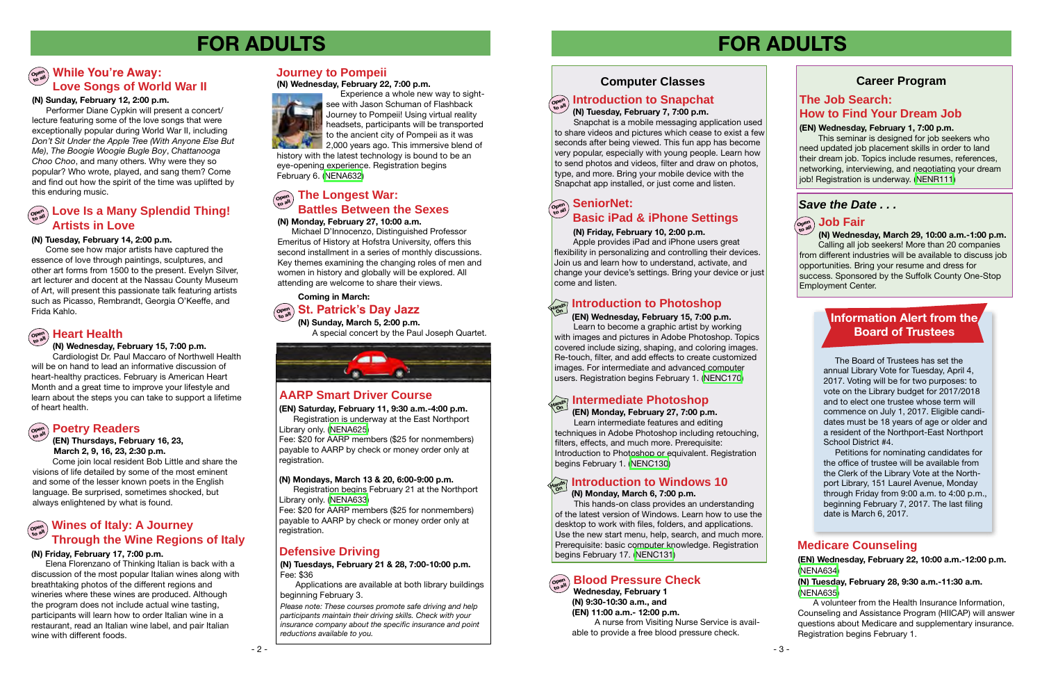# FOR ADULTS

## While You're Away: Love Songs of World War II

**(N) Sunday, February 12, 2:00 p.m.**

Performer Diane Cypkin will present a concert/ lecture featuring some of the love songs that were exceptionally popular during World War II, including *Don't Sit Under the Apple Tree (With Anyone Else But Me)*, *The Boogie Woogie Bugle Boy*, *Chattanooga Choo Choo*, and many others. Why were they so popular? Who wrote, played, and sang them? Come and find out how the spirit of the time was uplifted by this enduring music.

## Love Is a Many Splendid Thing! Artists in Love

**(N) Tuesday, February 14, 2:00 p.m.**

Come see how major artists have captured the essence of love through paintings, sculptures, and other art forms from 1500 to the present. Evelyn Silver, art lecturer and docent at the Nassau County Museum of Art, will present this passionate talk featuring artists such as Picasso, Rembrandt, Georgia O'Keeffe, and Frida Kahlo.

## Heart Health

**(N) Wednesday, February 15, 7:00 p.m.**

Cardiologist Dr. Paul Maccaro of Northwell Health will be on hand to lead an informative discussion of heart-healthy practices. February is American Heart Month and a great time to improve your lifestyle and learn about the steps you can take to support a lifetime of heart health.

## Poetry Readers

**(EN) Thursdays, February 16, 23, March 2, 9, 16, 23, 2:30 p.m.**

Come join local resident Bob Little and share the visions of life detailed by some of the most eminent and some of the lesser known poets in the English language. Be surprised, sometimes shocked, but always enlightened by what is found.

## Wines of Italy: A Journey Through the Wine Regions of Italy

**(N) Friday, February 17, 7:00 p.m.**

Elena Florenzano of Thinking Italian is back with a discussion of the most popular Italian wines along with breathtaking photos of the different regions and wineries where these wines are produced. Although the program does not include actual wine tasting, participants will learn how to order Italian wine in a restaurant, read an Italian wine label, and pair Italian wine with different foods.

## Journey to Pompeii

**(N) Wednesday, February 22, 7:00 p.m.**

Experience a whole new way to sight-see with Jason Schuman of Flashback Journey to Pompeii! Using virtual reality headsets, participants will be transported to the ancient city of Pompeii as it was 2,000 years ago. This immersive blend of history with the latest technology is bound to be an eye-opening experience. Registration begins February 6. (NENA632)

## The Longest War: Battles Between the Sexes

**(N) Monday, February 27, 10:00 a.m.**

Michael D'Innocenzo, Distinguished Professor Emeritus of History at Hofstra University, offers this second installment in a series of monthly discussions. Key themes examining the changing roles of men and women in history and globally will be explored. All attending are welcome to share their views.

**Coming in March:**

## St. Patrick's Day Jazz

**(N) Sunday, March 5, 2:00 p.m.**

A special concert by the Paul Joseph Quartet.

## AARP Smart Driver Course

**(EN) Saturday, February 11, 9:30 a.m.-4:00 p.m.**

Registration is underway at the East Northport Library only. (NENA625)

Fee: $20 for AARP members ($25 for nonmembers) payable to AARP by check or money order only at registration.

**(N) Mondays, March 13 & 20, 6:00-9:00 p.m.**

Registration begins February 21 at the Northport Library only. (NENA633)

Fee: $20 for AARP members ($25 for nonmembers) payable to AARP by check or money order only at registration.

## Defensive Driving

**(N) Tuesdays, February 21 & 28, 7:00-10:00 p.m.**

Fee: $36

Applications are available at both library buildings beginning February 3.

*Please note: These courses promote safe driving and help participants maintain their driving skills. Check with your insurance company about the specific insurance and point reductions available to you.*

# FOR ADULTS

## Computer Classes

### Introduction to Snapchat

**(N) Tuesday, February 7, 7:00 p.m.**

Snapchat is a mobile messaging application used to share videos and pictures which cease to exist a few seconds after being viewed. This fun app has become very popular, especially with young people. Learn how to send photos and videos, filter and draw on photos, type, and more. Bring your mobile device with the Snapchat app installed, or just come and listen.

### SeniorNet: Basic iPad & iPhone Settings

**(N) Friday, February 10, 2:00 p.m.**

Apple provides iPad and iPhone users great flexibility in personalizing and controlling their devices. Join us and learn how to understand, activate, and change your device's settings. Bring your device or just come and listen.

### Introduction to Photoshop

**(EN) Wednesday, February 15, 7:00 p.m.**

Learn to become a graphic artist by working with images and pictures in Adobe Photoshop. Topics covered include sizing, shaping, and coloring images. Re-touch, filter, and add effects to create customized images. For intermediate and advanced computer users. Registration begins February 1. (NENC170)

### Intermediate Photoshop

**(EN) Monday, February 27, 7:00 p.m.**

Learn intermediate features and editing techniques in Adobe Photoshop including retouching, filters, effects, and much more. Prerequisite: Introduction to Photoshop or equivalent. Registration begins February 1. (NENC130)

### Introduction to Windows 10

**(N) Monday, March 6, 7:00 p.m.**

This hands-on class provides an understanding of the latest version of Windows. Learn how to use the desktop to work with files, folders, and applications. Use the new start menu, help, search, and much more. Prerequisite: basic computer knowledge. Registration begins February 17. (NENC131)

## Blood Pressure Check

**Wednesday, February 1**
**(N) 9:30-10:30 a.m., and**
**(EN) 11:00 a.m.- 12:00 p.m.**

A nurse from Visiting Nurse Service is available to provide a free blood pressure check.

## Career Program

### The Job Search: How to Find Your Dream Job

**(EN) Wednesday, February 1, 7:00 p.m.**

This seminar is designed for job seekers who need updated job placement skills in order to land their dream job. Topics include resumes, references, networking, interviewing, and negotiating your dream job! Registration is underway. (NENR111)

## *Save the Date . . .*

### Job Fair

**(N) Wednesday, March 29, 10:00 a.m.-1:00 p.m.**

Calling all job seekers! More than 20 companies from different industries will be available to discuss job opportunities. Bring your resume and dress for success. Sponsored by the Suffolk County One-Stop Employment Center.

## Information Alert from the Board of Trustees

The Board of Trustees has set the annual Library Vote for Tuesday, April 4, 2017. Voting will be for two purposes: to vote on the Library budget for 2017/2018 and to elect one trustee whose term will commence on July 1, 2017. Eligible candidates must be 18 years of age or older and a resident of the Northport-East Northport School District #4.

Petitions for nominating candidates for the office of trustee will be available from the Clerk of the Library Vote at the Northport Library, 151 Laurel Avenue, Monday through Friday from 9:00 a.m. to 4:00 p.m., beginning February 7, 2017. The last filing date is March 6, 2017.

## Medicare Counseling

**(EN) Wednesday, February 22, 10:00 a.m.-12:00 p.m.** (NENA634)

**(N) Tuesday, February 28, 9:30 a.m.-11:30 a.m.** (NENA635)

A volunteer from the Health Insurance Information, Counseling and Assistance Program (HIICAP) will answer questions about Medicare and supplementary insurance. Registration begins February 1.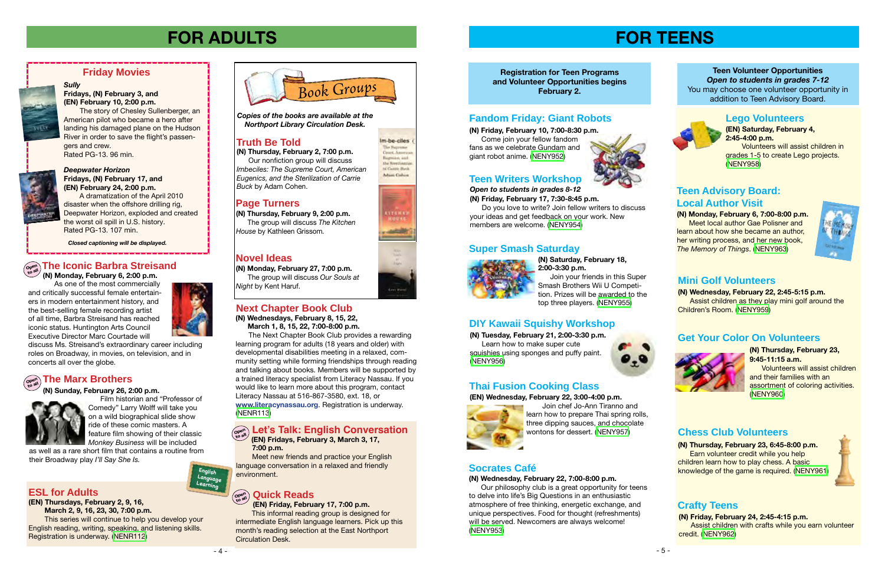# FOR ADULTS

## Friday Movies

**_Sully_**
**Fridays, (N) February 3, and (EN) February 10, 2:00 p.m.**

The story of Chesley Sullenberger, an American pilot who became a hero after landing his damaged plane on the Hudson River in order to save the flight's passengers and crew.
Rated PG-13. 96 min.

**_Deepwater Horizon_**
**Fridays, (N) February 17, and (EN) February 24, 2:00 p.m.**

A dramatization of the April 2010 disaster when the offshore drilling rig, Deepwater Horizon, exploded and created the worst oil spill in U.S. history.
Rated PG-13. 107 min.

*Closed captioning will be displayed.*

## The Iconic Barbra Streisand

Open to all

**(N) Monday, February 6, 2:00 p.m.**

As one of the most commercially and critically successful female entertainers in modern entertainment history, and the best-selling female recording artist of all time, Barbra Streisand has reached iconic status. Huntington Arts Council Executive Director Marc Courtade will discuss Ms. Streisand's extraordinary career including roles on Broadway, in movies, on television, and in concerts all over the globe.

## The Marx Brothers

Open to all

**(N) Sunday, February 26, 2:00 p.m.**

Film historian and "Professor of Comedy" Larry Wolff will take you on a wild biographical slide show ride of these comic masters. A feature film showing of their classic *Monkey Business* will be included as well as a rare short film that contains a routine from their Broadway play *I'll Say She Is.*

## ESL for Adults

**(EN) Thursdays, February 2, 9, 16, March 2, 9, 16, 23, 30, 7:00 p.m.**

This series will continue to help you develop your English reading, writing, speaking, and listening skills. Registration is underway. (NENR112)

English Language Learning

## Book Groups

*Copies of the books are available at the Northport Library Circulation Desk.*

### Truth Be Told

**(N) Thursday, February 2, 7:00 p.m.**

Our nonfiction group will discuss *Imbeciles: The Supreme Court, American Eugenics, and the Sterilization of Carrie Buck* by Adam Cohen.

### Page Turners

**(N) Thursday, February 9, 2:00 p.m.**

The group will discuss *The Kitchen House* by Kathleen Grissom.

### Novel Ideas

**(N) Monday, February 27, 7:00 p.m.**

The group will discuss *Our Souls at Night* by Kent Haruf.

## Next Chapter Book Club

**(N) Wednesdays, February 8, 15, 22, March 1, 8, 15, 22, 7:00-8:00 p.m.**

The Next Chapter Book Club provides a rewarding learning program for adults (18 years and older) with developmental disabilities meeting in a relaxed, community setting while forming friendships through reading and talking about books. Members will be supported by a trained literacy specialist from Literacy Nassau. If you would like to learn more about this program, contact Literacy Nassau at 516-867-3580, ext. 18, or **www.literacynassau.org**. Registration is underway. (NENR113)

## Let's Talk: English Conversation

Open to all

**(EN) Fridays, February 3, March 3, 17, 7:00 p.m.**

Meet new friends and practice your English language conversation in a relaxed and friendly environment.

## Quick Reads

Open to all

**(EN) Friday, February 17, 7:00 p.m.**

This informal reading group is designed for intermediate English language learners. Pick up this month's reading selection at the East Northport Circulation Desk.

# FOR TEENS

**Registration for Teen Programs and Volunteer Opportunities begins February 2.**

## Fandom Friday: Giant Robots

**(N) Friday, February 10, 7:00-8:30 p.m.**

Come join your fellow fandom fans as we celebrate Gundam and giant robot anime. (NENY952)

## Teen Writers Workshop

***Open to students in grades 8-12***
**(N) Friday, February 17, 7:30-8:45 p.m.**

Do you love to write? Join fellow writers to discuss your ideas and get feedback on your work. New members are welcome. (NENY954)

## Super Smash Saturday

**(N) Saturday, February 18, 2:00-3:30 p.m.**

Join your friends in this Super Smash Brothers Wii U Competition. Prizes will be awarded to the top three players. (NENY955)

## DIY Kawaii Squishy Workshop

**(N) Tuesday, February 21, 2:00-3:30 p.m.**

Learn how to make super cute squishies using sponges and puffy paint. (NENY956)

## Thai Fusion Cooking Class

**(EN) Wednesday, February 22, 3:00-4:00 p.m.**

Join chef Jo-Ann Tiranno and learn how to prepare Thai spring rolls, three dipping sauces, and chocolate wontons for dessert. (NENY957)

## Socrates Café

**(N) Wednesday, February 22, 7:00-8:00 p.m.**

Our philosophy club is a great opportunity for teens to delve into life's Big Questions in an enthusiastic atmosphere of free thinking, energetic exchange, and unique perspectives. Food for thought (refreshments) will be served. Newcomers are always welcome! (NENY953)

## Teen Volunteer Opportunities

***Open to students in grades 7-12***

You may choose one volunteer opportunity in addition to Teen Advisory Board.

## Lego Volunteers

**(EN) Saturday, February 4, 2:45-4:00 p.m.**

Volunteers will assist children in grades 1-5 to create Lego projects. (NENY958)

## Teen Advisory Board: Local Author Visit

**(N) Monday, February 6, 7:00-8:00 p.m.**

Meet local author Gae Polisner and learn about how she became an author, her writing process, and her new book, *The Memory of Things*. (NENY963)

## Mini Golf Volunteers

**(N) Wednesday, February 22, 2:45-5:15 p.m.**

Assist children as they play mini golf around the Children's Room. (NENY959)

## Get Your Color On Volunteers

**(N) Thursday, February 23, 9:45-11:15 a.m.**

Volunteers will assist children and their families with an assortment of coloring activities. (NENY960)

## Chess Club Volunteers

**(N) Thursday, February 23, 6:45-8:00 p.m.**

Earn volunteer credit while you help children learn how to play chess. A basic knowledge of the game is required. (NENY961)

## Crafty Teens

**(N) Friday, February 24, 2:45-4:15 p.m.**

Assist children with crafts while you earn volunteer credit. (NENY962)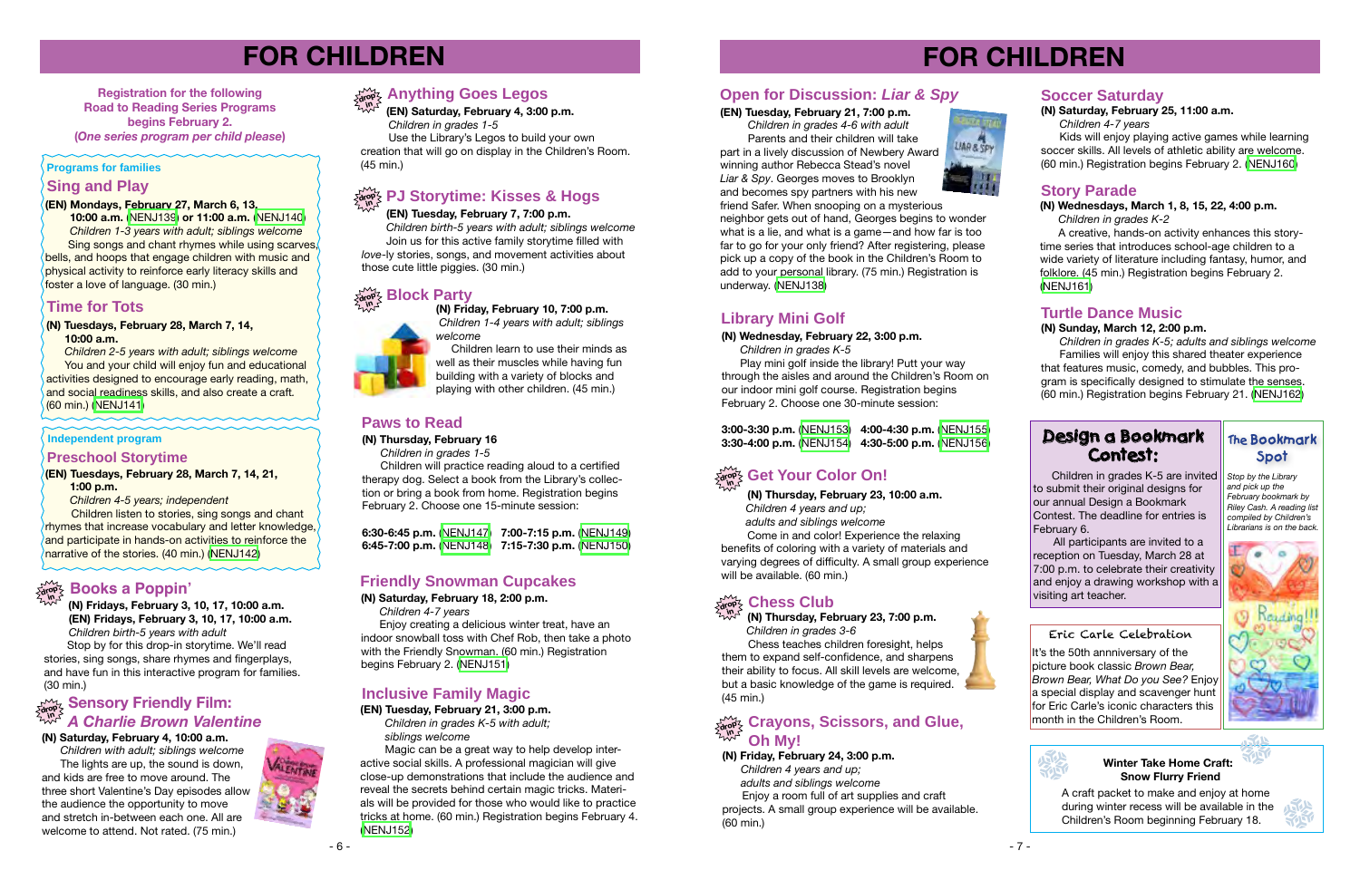# FOR CHILDREN

**Registration for the following Road to Reading Series Programs begins February 2. (*One series program per child please*)**

**Programs for families**

## Sing and Play

**(EN) Mondays, February 27, March 6, 13, 10:00 a.m.** (NENJ139) **or 11:00 a.m.** (NENJ140)

*Children 1-3 years with adult; siblings welcome*

Sing songs and chant rhymes while using scarves, bells, and hoops that engage children with music and physical activity to reinforce early literacy skills and foster a love of language. (30 min.)

## Time for Tots

**(N) Tuesdays, February 28, March 7, 14, 10:00 a.m.**

*Children 2-5 years with adult; siblings welcome*

You and your child will enjoy fun and educational activities designed to encourage early reading, math, and social readiness skills, and also create a craft. (60 min.) (NENJ141)

**Independent program**

## Preschool Storytime

**(EN) Tuesdays, February 28, March 7, 14, 21, 1:00 p.m.**

*Children 4-5 years; independent*

Children listen to stories, sing songs and chant rhymes that increase vocabulary and letter knowledge, and participate in hands-on activities to reinforce the narrative of the stories. (40 min.) (NENJ142)

## Books a Poppin'

**(N) Fridays, February 3, 10, 17, 10:00 a.m.**
**(EN) Fridays, February 3, 10, 17, 10:00 a.m.**

*Children birth-5 years with adult*

Stop by for this drop-in storytime. We'll read stories, sing songs, share rhymes and fingerplays, and have fun in this interactive program for families. (30 min.)

## Sensory Friendly Film: *A Charlie Brown Valentine*

**(N) Saturday, February 4, 10:00 a.m.**

*Children with adult; siblings welcome*

The lights are up, the sound is down, and kids are free to move around. The three short Valentine's Day episodes allow the audience the opportunity to move and stretch in-between each one. All are welcome to attend. Not rated. (75 min.)

## Anything Goes Legos

**(EN) Saturday, February 4, 3:00 p.m.**

*Children in grades 1-5*

Use the Library's Legos to build your own creation that will go on display in the Children's Room. (45 min.)

## PJ Storytime: Kisses & Hogs

**(EN) Tuesday, February 7, 7:00 p.m.**

*Children birth-5 years with adult; siblings welcome*

Join us for this active family storytime filled with *love*-ly stories, songs, and movement activities about those cute little piggies. (30 min.)

## Block Party

**(N) Friday, February 10, 7:00 p.m.**

*Children 1-4 years with adult; siblings welcome*

Children learn to use their minds as well as their muscles while having fun building with a variety of blocks and playing with other children. (45 min.)

## Paws to Read

**(N) Thursday, February 16**

*Children in grades 1-5*

Children will practice reading aloud to a certified therapy dog. Select a book from the Library's collection or bring a book from home. Registration begins February 2. Choose one 15-minute session:

6:30-6:45 p.m. (NENJ147) 7:00-7:15 p.m. (NENJ149)
6:45-7:00 p.m. (NENJ148) 7:15-7:30 p.m. (NENJ150)

## Friendly Snowman Cupcakes

**(N) Saturday, February 18, 2:00 p.m.**

*Children 4-7 years*

Enjoy creating a delicious winter treat, have an indoor snowball toss with Chef Rob, then take a photo with the Friendly Snowman. (60 min.) Registration begins February 2. (NENJ151)

## Inclusive Family Magic

**(EN) Tuesday, February 21, 3:00 p.m.**

*Children in grades K-5 with adult; siblings welcome*

Magic can be a great way to help develop interactive social skills. A professional magician will give close-up demonstrations that include the audience and reveal the secrets behind certain magic tricks. Materials will be provided for those who would like to practice tricks at home. (60 min.) Registration begins February 4. (NENJ152)

## Open for Discussion: *Liar & Spy*

**(EN) Tuesday, February 21, 7:00 p.m.**

*Children in grades 4-6 with adult*

Parents and their children will take part in a lively discussion of Newbery Award winning author Rebecca Stead's novel *Liar & Spy*. Georges moves to Brooklyn and becomes spy partners with his new friend Safer. When snooping on a mysterious neighbor gets out of hand, Georges begins to wonder what is a lie, and what is a game—and how far is too far to go for your only friend? After registering, please pick up a copy of the book in the Children's Room to add to your personal library. (75 min.) Registration is underway. (NENJ138)

## Library Mini Golf

**(N) Wednesday, February 22, 3:00 p.m.**

*Children in grades K-5*

Play mini golf inside the library! Putt your way through the aisles and around the Children's Room on our indoor mini golf course. Registration begins February 2. Choose one 30-minute session:

3:00-3:30 p.m. (NENJ153) 4:00-4:30 p.m. (NENJ155)
3:30-4:00 p.m. (NENJ154) 4:30-5:00 p.m. (NENJ156)

## Get Your Color On!

**(N) Thursday, February 23, 10:00 a.m.**

*Children 4 years and up; adults and siblings welcome*

Come in and color! Experience the relaxing benefits of coloring with a variety of materials and varying degrees of difficulty. A small group experience will be available. (60 min.)

## Chess Club

**(N) Thursday, February 23, 7:00 p.m.**

*Children in grades 3-6*

Chess teaches children foresight, helps them to expand self-confidence, and sharpens their ability to focus. All skill levels are welcome, but a basic knowledge of the game is required. (45 min.)

## Crayons, Scissors, and Glue, Oh My!

**(N) Friday, February 24, 3:00 p.m.**

*Children 4 years and up; adults and siblings welcome*

Enjoy a room full of art supplies and craft projects. A small group experience will be available. (60 min.)

## Soccer Saturday

**(N) Saturday, February 25, 11:00 a.m.**

*Children 4-7 years*

Kids will enjoy playing active games while learning soccer skills. All levels of athletic ability are welcome. (60 min.) Registration begins February 2. (NENJ160)

## Story Parade

**(N) Wednesdays, March 1, 8, 15, 22, 4:00 p.m.**

*Children in grades K-2*

A creative, hands-on activity enhances this storytime series that introduces school-age children to a wide variety of literature including fantasy, humor, and folklore. (45 min.) Registration begins February 2. (NENJ161)

## Turtle Dance Music

**(N) Sunday, March 12, 2:00 p.m.**

*Children in grades K-5; adults and siblings welcome*

Families will enjoy this shared theater experience that features music, comedy, and bubbles. This program is specifically designed to stimulate the senses. (60 min.) Registration begins February 21. (NENJ162)

## Design a Bookmark Contest:

Children in grades K-5 are invited to submit their original designs for our annual Design a Bookmark Contest. The deadline for entries is February 6.

All participants are invited to a reception on Tuesday, March 28 at 7:00 p.m. to celebrate their creativity and enjoy a drawing workshop with a visiting art teacher.

## The Bookmark Spot

*Stop by the Library and pick up the February bookmark by Riley Cash. A reading list compiled by Children's Librarians is on the back.*

## Eric Carle Celebration

It's the 50th annniversary of the picture book classic *Brown Bear, Brown Bear, What Do you See?* Enjoy a special display and scavenger hunt for Eric Carle's iconic characters this month in the Children's Room.

## Winter Take Home Craft: Snow Flurry Friend

A craft packet to make and enjoy at home during winter recess will be available in the Children's Room beginning February 18.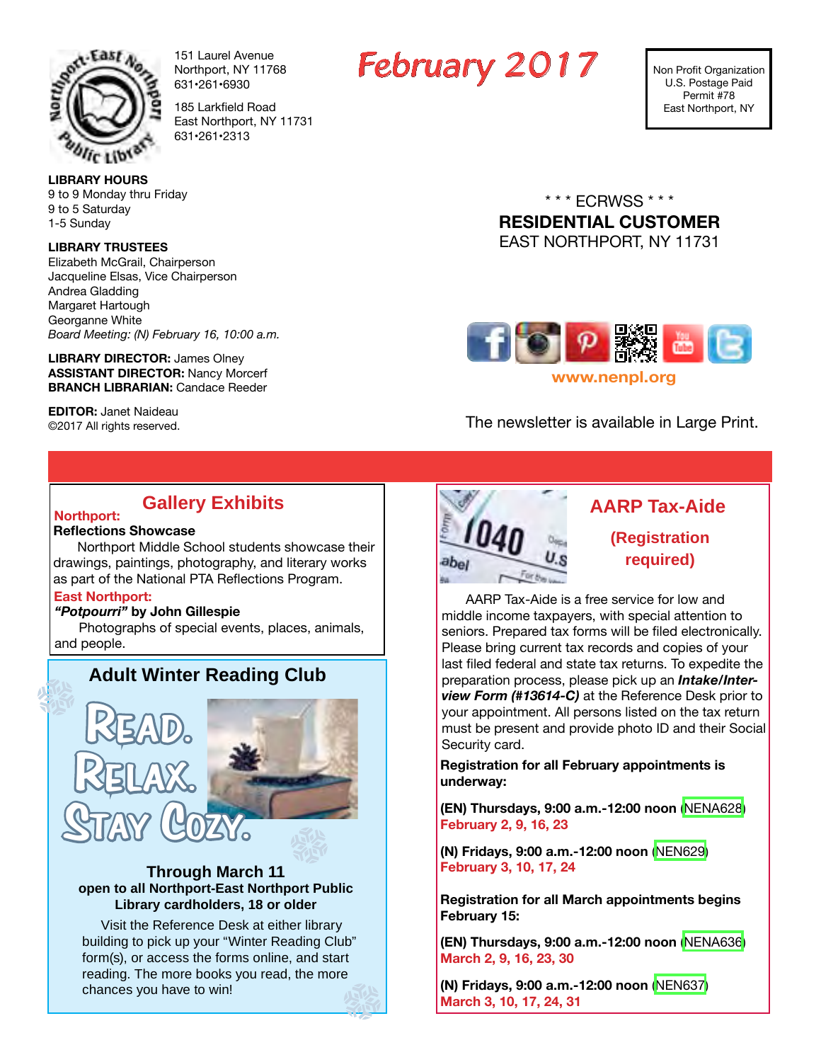151 Laurel Avenue
Northport, NY 11768
631•261•6930

185 Larkfield Road
East Northport, NY 11731
631•261•2313

# February 2017

Non Profit Organization
U.S. Postage Paid
Permit #78
East Northport, NY

**LIBRARY HOURS**
9 to 9 Monday thru Friday
9 to 5 Saturday
1-5 Sunday

**LIBRARY TRUSTEES**
Elizabeth McGrail, Chairperson
Jacqueline Elsas, Vice Chairperson
Andrea Gladding
Margaret Hartough
Georganne White
*Board Meeting: (N) February 16, 10:00 a.m.*

**LIBRARY DIRECTOR:** James Olney
**ASSISTANT DIRECTOR:** Nancy Morcerf
**BRANCH LIBRARIAN:** Candace Reeder

**EDITOR:** Janet Naideau
©2017 All rights reserved.

\* \* \* ECRWSS \* \* \*
**RESIDENTIAL CUSTOMER**
EAST NORTHPORT, NY 11731

www.nenpl.org

The newsletter is available in Large Print.

## Gallery Exhibits

**Northport:**
**Reflections Showcase**
Northport Middle School students showcase their drawings, paintings, photography, and literary works as part of the National PTA Reflections Program.

**East Northport:**
***"Potpourri"* by John Gillespie**
Photographs of special events, places, animals, and people.

## Adult Winter Reading Club

Read. Relax. Stay Cozy.

**Through March 11**
**open to all Northport-East Northport Public Library cardholders, 18 or older**

Visit the Reference Desk at either library building to pick up your "Winter Reading Club" form(s), or access the forms online, and start reading. The more books you read, the more chances you have to win!

## AARP Tax-Aide

**(Registration required)**

AARP Tax-Aide is a free service for low and middle income taxpayers, with special attention to seniors. Prepared tax forms will be filed electronically. Please bring current tax records and copies of your last filed federal and state tax returns. To expedite the preparation process, please pick up an ***Intake/Interview Form (#13614-C)*** at the Reference Desk prior to your appointment. All persons listed on the tax return must be present and provide photo ID and their Social Security card.

**Registration for all February appointments is underway:**

**(EN) Thursdays, 9:00 a.m.-12:00 noon** (NENA628)
**February 2, 9, 16, 23**

**(N) Fridays, 9:00 a.m.-12:00 noon** (NEN629)
**February 3, 10, 17, 24**

**Registration for all March appointments begins February 15:**

**(EN) Thursdays, 9:00 a.m.-12:00 noon** (NENA636)
**March 2, 9, 16, 23, 30**

**(N) Fridays, 9:00 a.m.-12:00 noon** (NEN637)
**March 3, 10, 17, 24, 31**